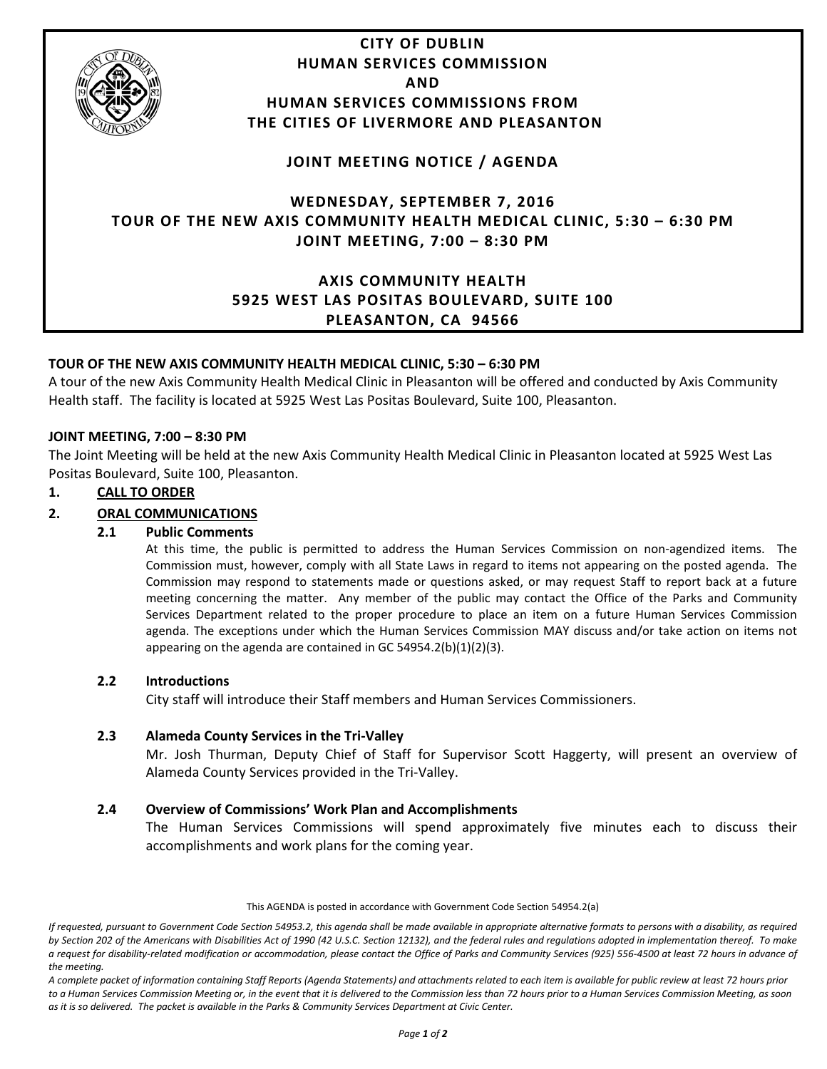# CITY OF DUBLIN
# HUMAN SERVICES COMMISSION
# AND
# HUMAN SERVICES COMMISSIONS FROM THE CITIES OF LIVERMORE AND PLEASANTON

## JOINT MEETING NOTICE / AGENDA

## WEDNESDAY, SEPTEMBER 7, 2016
## TOUR OF THE NEW AXIS COMMUNITY HEALTH MEDICAL CLINIC, 5:30 – 6:30 PM
## JOINT MEETING, 7:00 – 8:30 PM

## AXIS COMMUNITY HEALTH
## 5925 WEST LAS POSITAS BOULEVARD, SUITE 100
## PLEASANTON, CA 94566

**TOUR OF THE NEW AXIS COMMUNITY HEALTH MEDICAL CLINIC, 5:30 – 6:30 PM**

A tour of the new Axis Community Health Medical Clinic in Pleasanton will be offered and conducted by Axis Community Health staff. The facility is located at 5925 West Las Positas Boulevard, Suite 100, Pleasanton.

**JOINT MEETING, 7:00 – 8:30 PM**

The Joint Meeting will be held at the new Axis Community Health Medical Clinic in Pleasanton located at 5925 West Las Positas Boulevard, Suite 100, Pleasanton.

**1. CALL TO ORDER**

**2. ORAL COMMUNICATIONS**

**2.1 Public Comments**

At this time, the public is permitted to address the Human Services Commission on non-agendized items. The Commission must, however, comply with all State Laws in regard to items not appearing on the posted agenda. The Commission may respond to statements made or questions asked, or may request Staff to report back at a future meeting concerning the matter. Any member of the public may contact the Office of the Parks and Community Services Department related to the proper procedure to place an item on a future Human Services Commission agenda. The exceptions under which the Human Services Commission MAY discuss and/or take action on items not appearing on the agenda are contained in GC 54954.2(b)(1)(2)(3).

**2.2 Introductions**

City staff will introduce their Staff members and Human Services Commissioners.

**2.3 Alameda County Services in the Tri-Valley**

Mr. Josh Thurman, Deputy Chief of Staff for Supervisor Scott Haggerty, will present an overview of Alameda County Services provided in the Tri-Valley.

**2.4 Overview of Commissions' Work Plan and Accomplishments**

The Human Services Commissions will spend approximately five minutes each to discuss their accomplishments and work plans for the coming year.

This AGENDA is posted in accordance with Government Code Section 54954.2(a)

*If requested, pursuant to Government Code Section 54953.2, this agenda shall be made available in appropriate alternative formats to persons with a disability, as required by Section 202 of the Americans with Disabilities Act of 1990 (42 U.S.C. Section 12132), and the federal rules and regulations adopted in implementation thereof. To make a request for disability-related modification or accommodation, please contact the Office of Parks and Community Services (925) 556-4500 at least 72 hours in advance of the meeting.*

*A complete packet of information containing Staff Reports (Agenda Statements) and attachments related to each item is available for public review at least 72 hours prior to a Human Services Commission Meeting or, in the event that it is delivered to the Commission less than 72 hours prior to a Human Services Commission Meeting, as soon as it is so delivered. The packet is available in the Parks & Community Services Department at Civic Center.*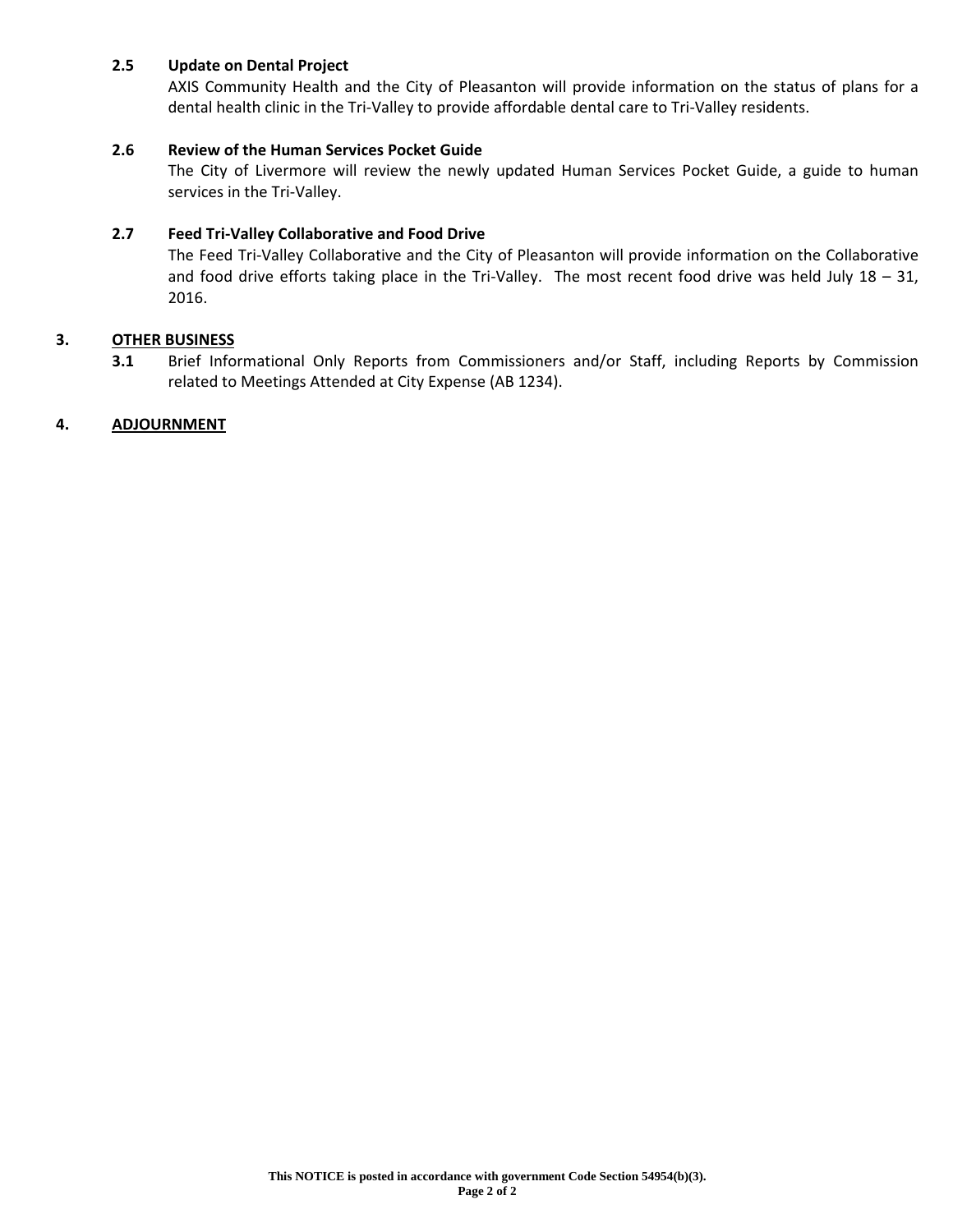**2.5 Update on Dental Project**

AXIS Community Health and the City of Pleasanton will provide information on the status of plans for a dental health clinic in the Tri-Valley to provide affordable dental care to Tri-Valley residents.

**2.6 Review of the Human Services Pocket Guide**

The City of Livermore will review the newly updated Human Services Pocket Guide, a guide to human services in the Tri-Valley.

**2.7 Feed Tri-Valley Collaborative and Food Drive**

The Feed Tri-Valley Collaborative and the City of Pleasanton will provide information on the Collaborative and food drive efforts taking place in the Tri-Valley. The most recent food drive was held July 18 – 31, 2016.

## 3. OTHER BUSINESS

**3.1** Brief Informational Only Reports from Commissioners and/or Staff, including Reports by Commission related to Meetings Attended at City Expense (AB 1234).

## 4. ADJOURNMENT

**This NOTICE is posted in accordance with government Code Section 54954(b)(3).**